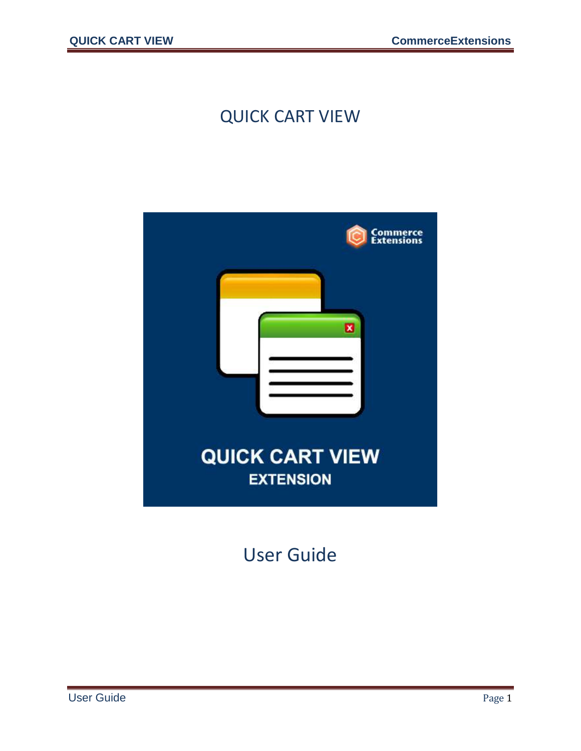# QUICK CART VIEW

## User Guide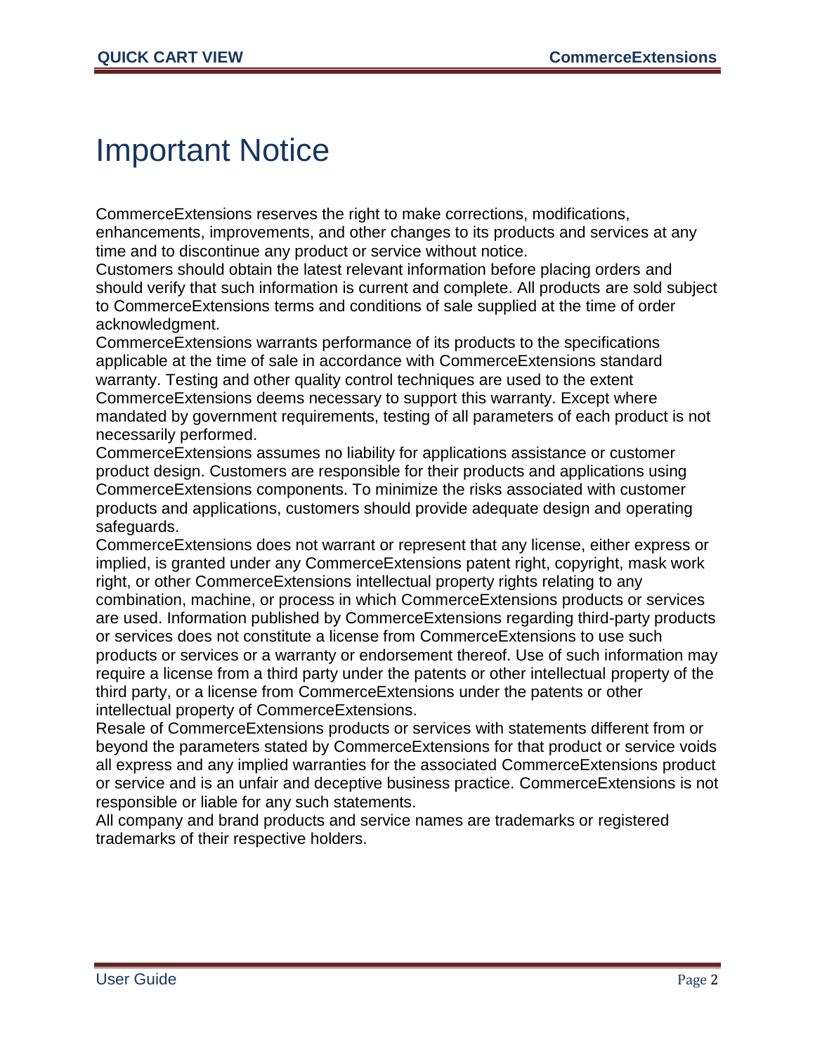# Important Notice

CommerceExtensions reserves the right to make corrections, modifications, enhancements, improvements, and other changes to its products and services at any time and to discontinue any product or service without notice.

Customers should obtain the latest relevant information before placing orders and should verify that such information is current and complete. All products are sold subject to CommerceExtensions terms and conditions of sale supplied at the time of order acknowledgment.

CommerceExtensions warrants performance of its products to the specifications applicable at the time of sale in accordance with CommerceExtensions standard warranty. Testing and other quality control techniques are used to the extent CommerceExtensions deems necessary to support this warranty. Except where mandated by government requirements, testing of all parameters of each product is not necessarily performed.

CommerceExtensions assumes no liability for applications assistance or customer product design. Customers are responsible for their products and applications using CommerceExtensions components. To minimize the risks associated with customer products and applications, customers should provide adequate design and operating safeguards.

CommerceExtensions does not warrant or represent that any license, either express or implied, is granted under any CommerceExtensions patent right, copyright, mask work right, or other CommerceExtensions intellectual property rights relating to any combination, machine, or process in which CommerceExtensions products or services are used. Information published by CommerceExtensions regarding third-party products or services does not constitute a license from CommerceExtensions to use such products or services or a warranty or endorsement thereof. Use of such information may require a license from a third party under the patents or other intellectual property of the third party, or a license from CommerceExtensions under the patents or other intellectual property of CommerceExtensions.

Resale of CommerceExtensions products or services with statements different from or beyond the parameters stated by CommerceExtensions for that product or service voids all express and any implied warranties for the associated CommerceExtensions product or service and is an unfair and deceptive business practice. CommerceExtensions is not responsible or liable for any such statements.

All company and brand products and service names are trademarks or registered trademarks of their respective holders.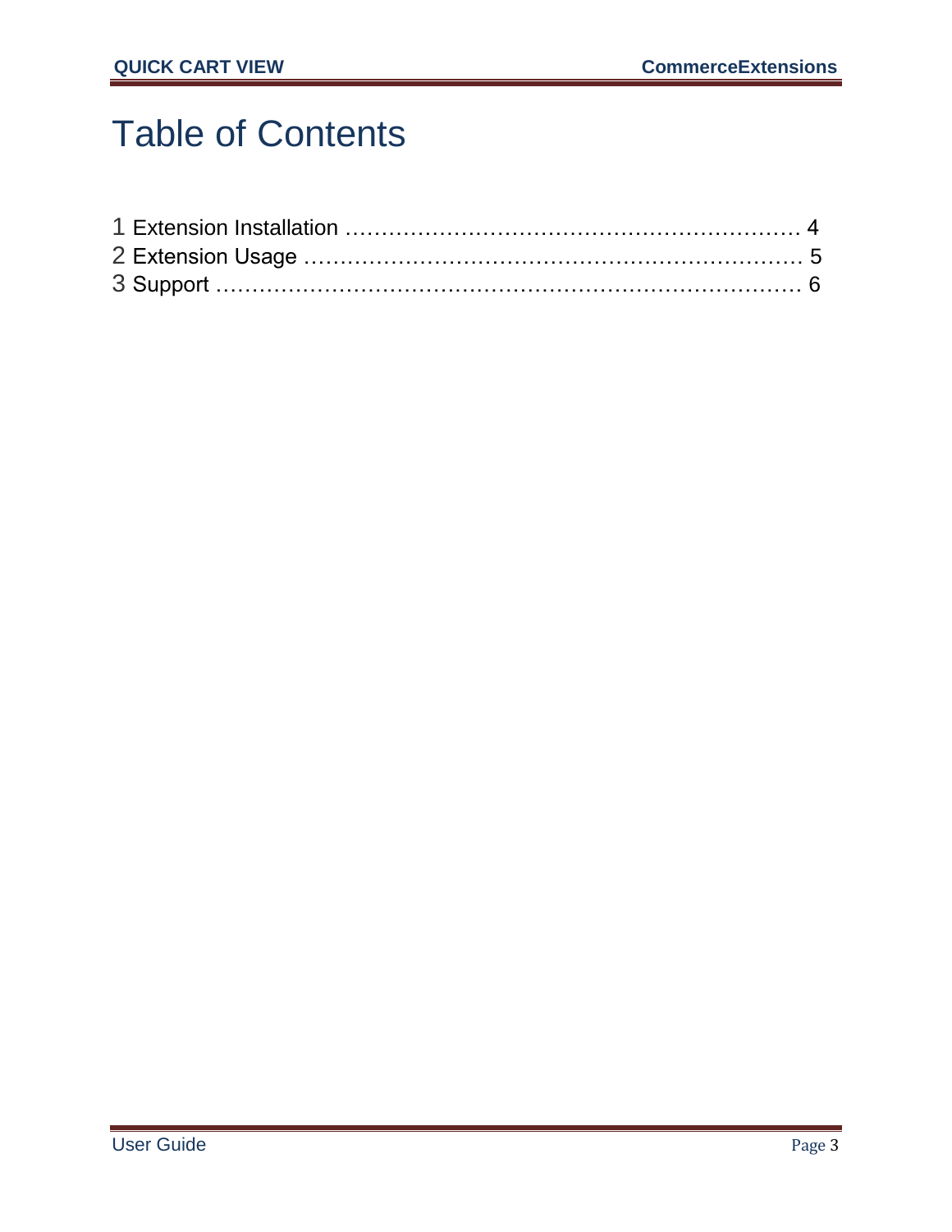# Table of Contents

1 Extension Installation …………………………………………………… 4
2 Extension Usage ………………………………………………………… 5
3 Support ………………………………………………………………… 6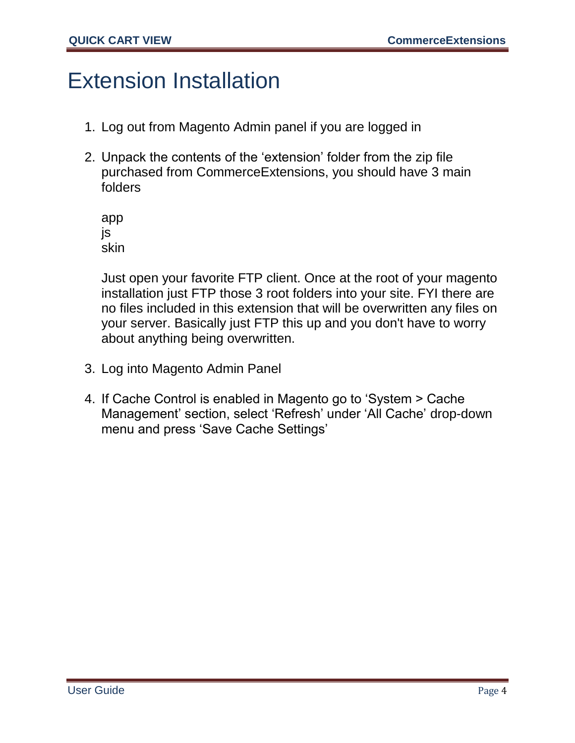# Extension Installation

1. Log out from Magento Admin panel if you are logged in

2. Unpack the contents of the 'extension' folder from the zip file purchased from CommerceExtensions, you should have 3 main folders

   app
   js
   skin

   Just open your favorite FTP client. Once at the root of your magento installation just FTP those 3 root folders into your site. FYI there are no files included in this extension that will be overwritten any files on your server. Basically just FTP this up and you don't have to worry about anything being overwritten.

3. Log into Magento Admin Panel

4. If Cache Control is enabled in Magento go to 'System > Cache Management' section, select 'Refresh' under 'All Cache' drop-down menu and press 'Save Cache Settings'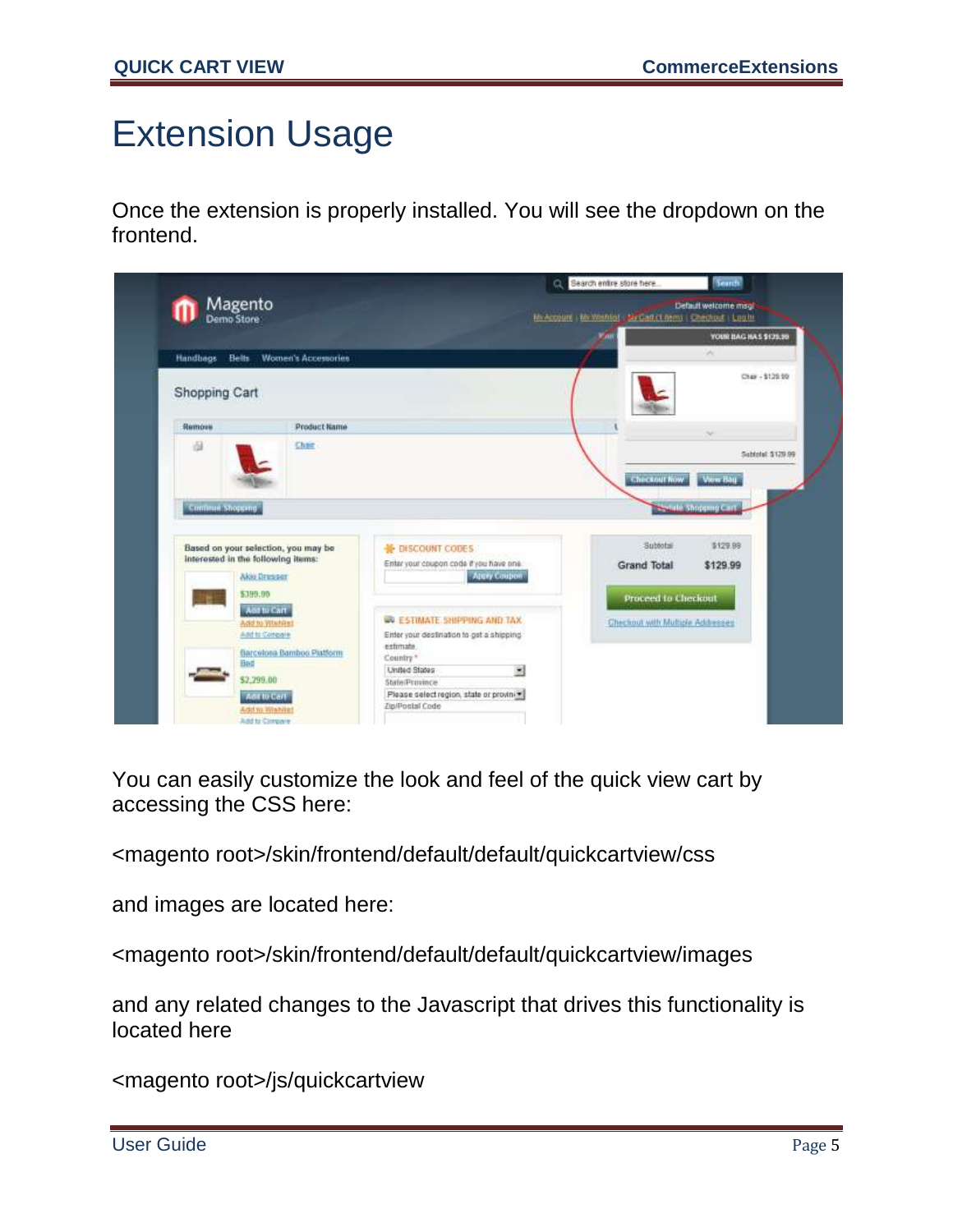# Extension Usage

Once the extension is properly installed. You will see the dropdown on the frontend.

You can easily customize the look and feel of the quick view cart by accessing the CSS here:

<magento root>/skin/frontend/default/default/quickcartview/css

and images are located here:

<magento root>/skin/frontend/default/default/quickcartview/images

and any related changes to the Javascript that drives this functionality is located here

<magento root>/js/quickcartview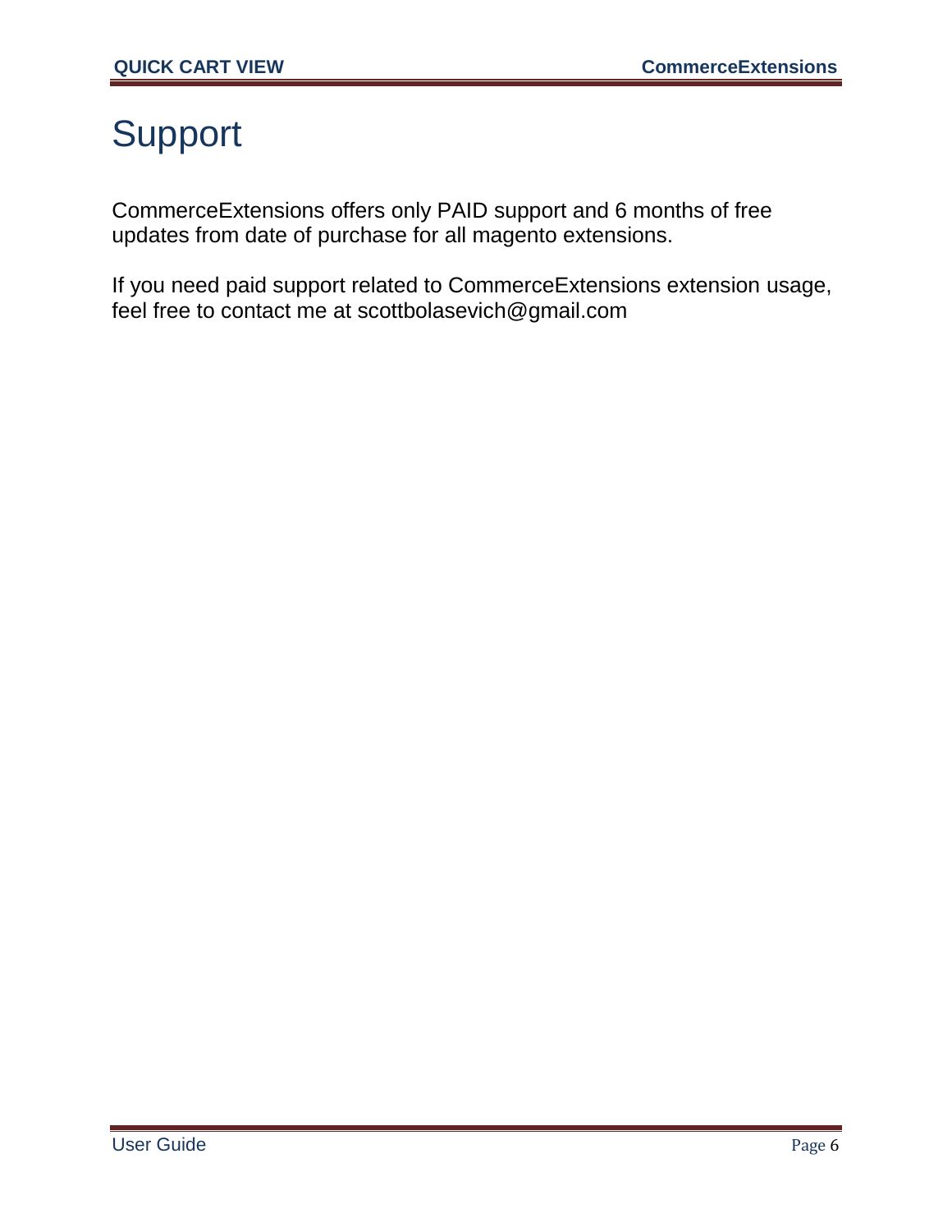# Support

CommerceExtensions offers only PAID support and 6 months of free updates from date of purchase for all magento extensions.

If you need paid support related to CommerceExtensions extension usage, feel free to contact me at scottbolasevich@gmail.com